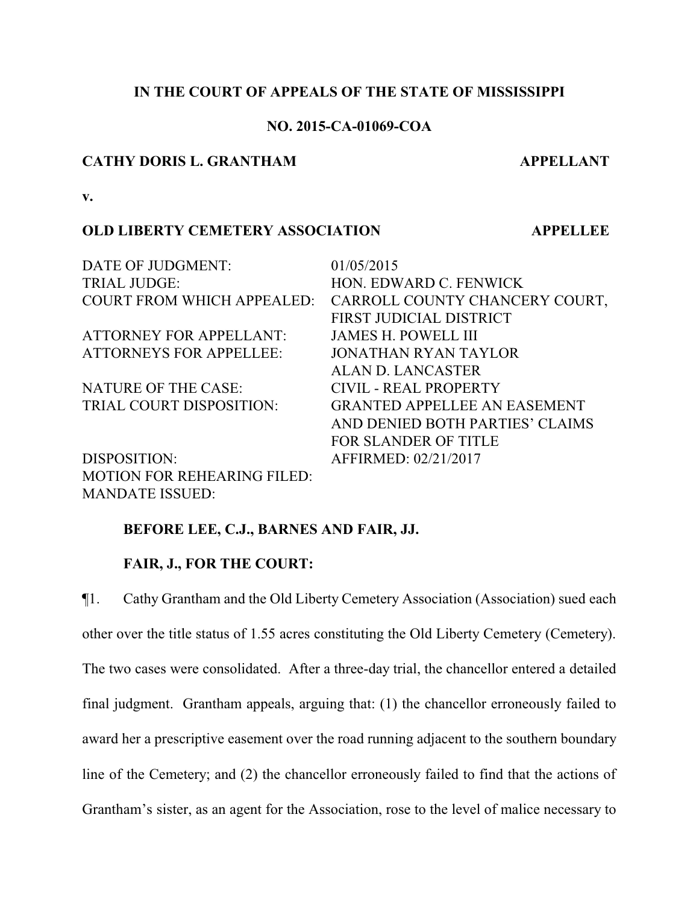**IN THE COURT OF APPEALS OF THE STATE OF MISSISSIPPI**

**NO. 2015-CA-01069-COA**

**CATHY DORIS L. GRANTHAM** **APPELLANT**

**v.**

**OLD LIBERTY CEMETERY ASSOCIATION** **APPELLEE**

| | |
|---|---|
| DATE OF JUDGMENT: | 01/05/2015 |
| TRIAL JUDGE: | HON. EDWARD C. FENWICK |
| COURT FROM WHICH APPEALED: | CARROLL COUNTY CHANCERY COURT, FIRST JUDICIAL DISTRICT |
| ATTORNEY FOR APPELLANT: | JAMES H. POWELL III |
| ATTORNEYS FOR APPELLEE: | JONATHAN RYAN TAYLOR<br>ALAN D. LANCASTER |
| NATURE OF THE CASE: | CIVIL - REAL PROPERTY |
| TRIAL COURT DISPOSITION: | GRANTED APPELLEE AN EASEMENT AND DENIED BOTH PARTIES' CLAIMS FOR SLANDER OF TITLE |
| DISPOSITION: | AFFIRMED: 02/21/2017 |
| MOTION FOR REHEARING FILED: | |
| MANDATE ISSUED: | |

**BEFORE LEE, C.J., BARNES AND FAIR, JJ.**

**FAIR, J., FOR THE COURT:**

¶1. Cathy Grantham and the Old Liberty Cemetery Association (Association) sued each other over the title status of 1.55 acres constituting the Old Liberty Cemetery (Cemetery). The two cases were consolidated. After a three-day trial, the chancellor entered a detailed final judgment. Grantham appeals, arguing that: (1) the chancellor erroneously failed to award her a prescriptive easement over the road running adjacent to the southern boundary line of the Cemetery; and (2) the chancellor erroneously failed to find that the actions of Grantham's sister, as an agent for the Association, rose to the level of malice necessary to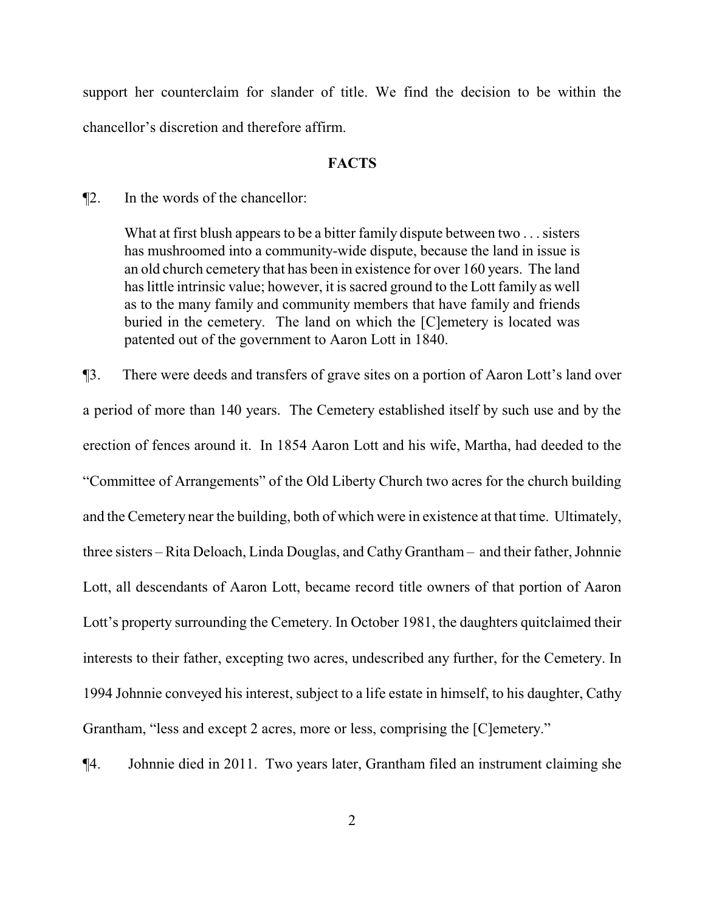support her counterclaim for slander of title. We find the decision to be within the chancellor's discretion and therefore affirm.

## FACTS

¶2. In the words of the chancellor:

> What at first blush appears to be a bitter family dispute between two . . . sisters has mushroomed into a community-wide dispute, because the land in issue is an old church cemetery that has been in existence for over 160 years. The land has little intrinsic value; however, it is sacred ground to the Lott family as well as to the many family and community members that have family and friends buried in the cemetery. The land on which the [C]emetery is located was patented out of the government to Aaron Lott in 1840.

¶3. There were deeds and transfers of grave sites on a portion of Aaron Lott's land over a period of more than 140 years. The Cemetery established itself by such use and by the erection of fences around it. In 1854 Aaron Lott and his wife, Martha, had deeded to the "Committee of Arrangements" of the Old Liberty Church two acres for the church building and the Cemetery near the building, both of which were in existence at that time. Ultimately, three sisters – Rita Deloach, Linda Douglas, and Cathy Grantham – and their father, Johnnie Lott, all descendants of Aaron Lott, became record title owners of that portion of Aaron Lott's property surrounding the Cemetery. In October 1981, the daughters quitclaimed their interests to their father, excepting two acres, undescribed any further, for the Cemetery. In 1994 Johnnie conveyed his interest, subject to a life estate in himself, to his daughter, Cathy Grantham, "less and except 2 acres, more or less, comprising the [C]emetery."

¶4. Johnnie died in 2011. Two years later, Grantham filed an instrument claiming she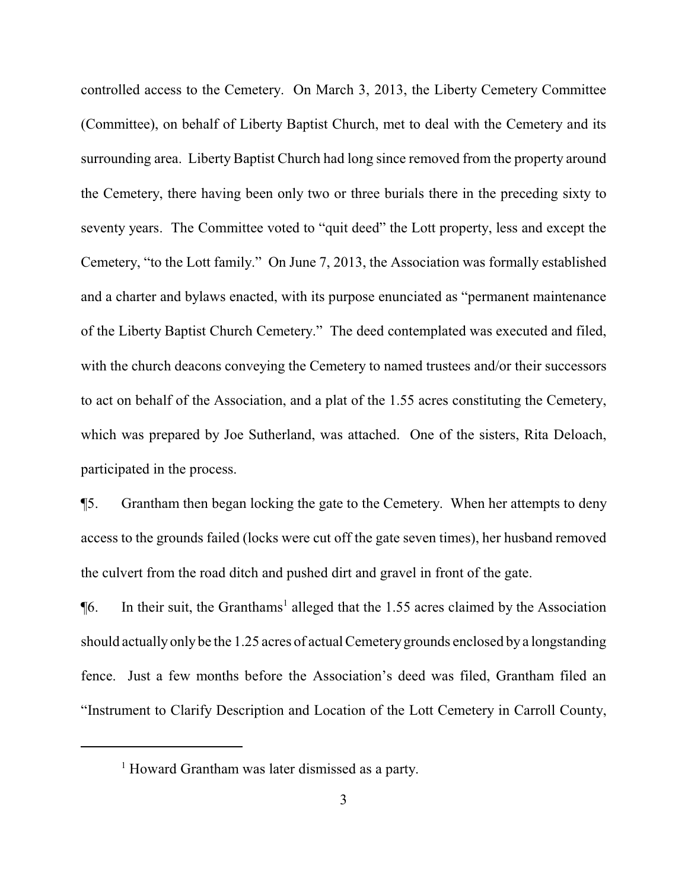controlled access to the Cemetery. On March 3, 2013, the Liberty Cemetery Committee (Committee), on behalf of Liberty Baptist Church, met to deal with the Cemetery and its surrounding area. Liberty Baptist Church had long since removed from the property around the Cemetery, there having been only two or three burials there in the preceding sixty to seventy years. The Committee voted to "quit deed" the Lott property, less and except the Cemetery, "to the Lott family." On June 7, 2013, the Association was formally established and a charter and bylaws enacted, with its purpose enunciated as "permanent maintenance of the Liberty Baptist Church Cemetery." The deed contemplated was executed and filed, with the church deacons conveying the Cemetery to named trustees and/or their successors to act on behalf of the Association, and a plat of the 1.55 acres constituting the Cemetery, which was prepared by Joe Sutherland, was attached. One of the sisters, Rita Deloach, participated in the process.

¶5. Grantham then began locking the gate to the Cemetery. When her attempts to deny access to the grounds failed (locks were cut off the gate seven times), her husband removed the culvert from the road ditch and pushed dirt and gravel in front of the gate.

¶6. In their suit, the Granthams[1] alleged that the 1.55 acres claimed by the Association should actually only be the 1.25 acres of actual Cemetery grounds enclosed by a longstanding fence. Just a few months before the Association's deed was filed, Grantham filed an "Instrument to Clarify Description and Location of the Lott Cemetery in Carroll County,

[1] Howard Grantham was later dismissed as a party.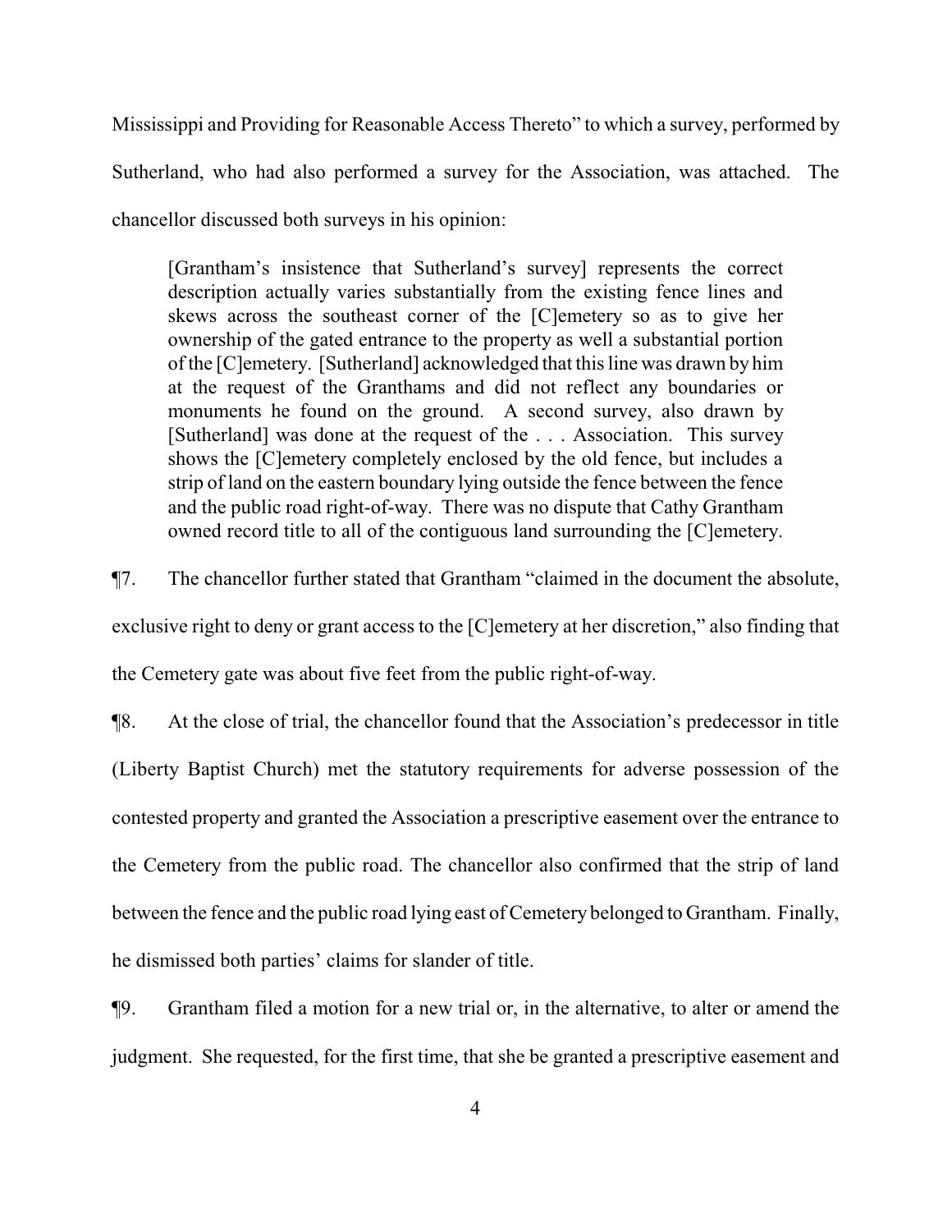Mississippi and Providing for Reasonable Access Thereto" to which a survey, performed by Sutherland, who had also performed a survey for the Association, was attached. The chancellor discussed both surveys in his opinion:

> [Grantham's insistence that Sutherland's survey] represents the correct description actually varies substantially from the existing fence lines and skews across the southeast corner of the [C]emetery so as to give her ownership of the gated entrance to the property as well a substantial portion of the [C]emetery. [Sutherland] acknowledged that this line was drawn by him at the request of the Granthams and did not reflect any boundaries or monuments he found on the ground. A second survey, also drawn by [Sutherland] was done at the request of the . . . Association. This survey shows the [C]emetery completely enclosed by the old fence, but includes a strip of land on the eastern boundary lying outside the fence between the fence and the public road right-of-way. There was no dispute that Cathy Grantham owned record title to all of the contiguous land surrounding the [C]emetery.

¶7. The chancellor further stated that Grantham "claimed in the document the absolute, exclusive right to deny or grant access to the [C]emetery at her discretion," also finding that the Cemetery gate was about five feet from the public right-of-way.

¶8. At the close of trial, the chancellor found that the Association's predecessor in title (Liberty Baptist Church) met the statutory requirements for adverse possession of the contested property and granted the Association a prescriptive easement over the entrance to the Cemetery from the public road. The chancellor also confirmed that the strip of land between the fence and the public road lying east of Cemetery belonged to Grantham. Finally, he dismissed both parties' claims for slander of title.

¶9. Grantham filed a motion for a new trial or, in the alternative, to alter or amend the judgment. She requested, for the first time, that she be granted a prescriptive easement and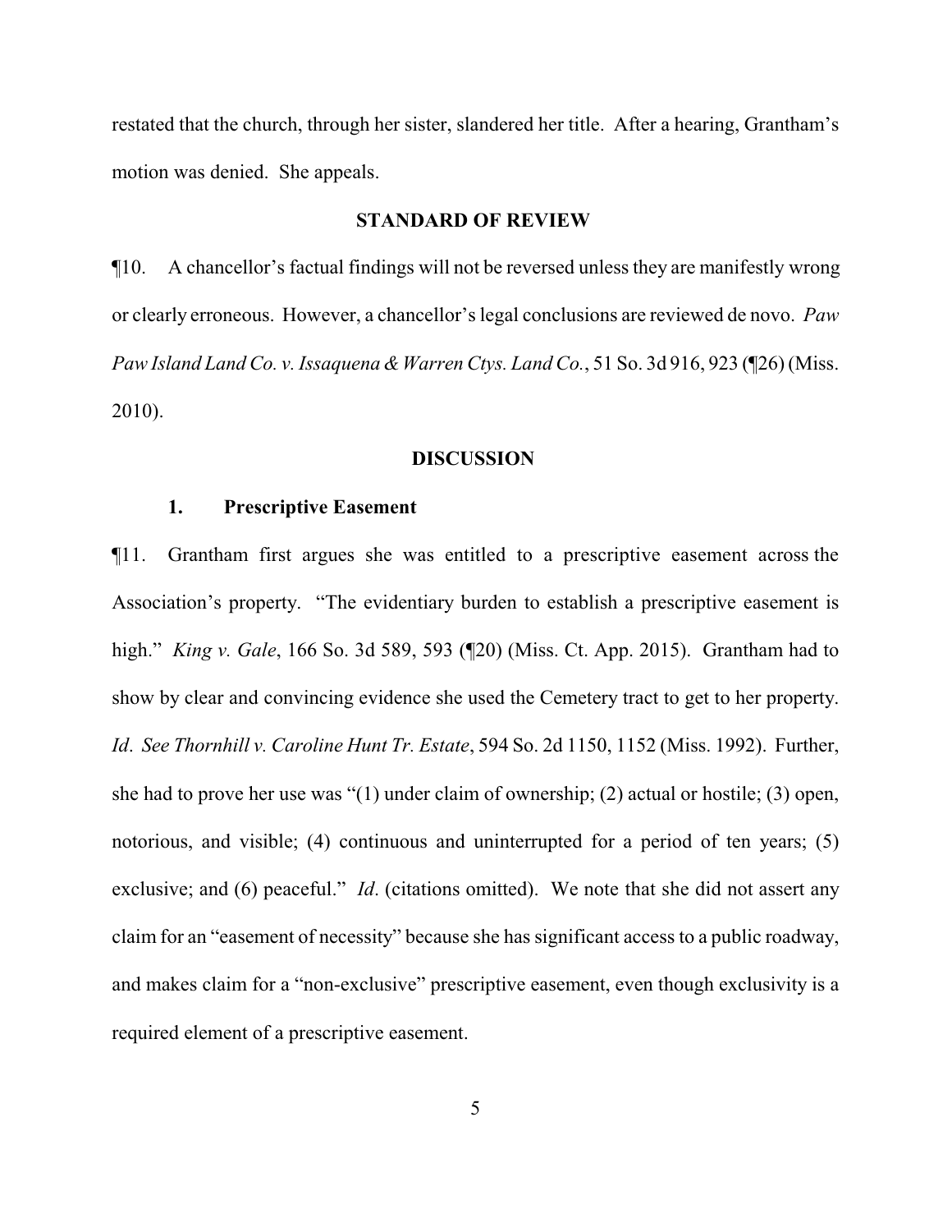restated that the church, through her sister, slandered her title. After a hearing, Grantham's motion was denied. She appeals.

## STANDARD OF REVIEW

¶10. A chancellor's factual findings will not be reversed unless they are manifestly wrong or clearly erroneous. However, a chancellor's legal conclusions are reviewed de novo. *Paw Paw Island Land Co. v. Issaquena & Warren Ctys. Land Co.*, 51 So. 3d 916, 923 (¶26) (Miss. 2010).

## DISCUSSION

### 1. Prescriptive Easement

¶11. Grantham first argues she was entitled to a prescriptive easement across the Association's property. "The evidentiary burden to establish a prescriptive easement is high." *King v. Gale*, 166 So. 3d 589, 593 (¶20) (Miss. Ct. App. 2015). Grantham had to show by clear and convincing evidence she used the Cemetery tract to get to her property. *Id*. *See Thornhill v. Caroline Hunt Tr. Estate*, 594 So. 2d 1150, 1152 (Miss. 1992). Further, she had to prove her use was "(1) under claim of ownership; (2) actual or hostile; (3) open, notorious, and visible; (4) continuous and uninterrupted for a period of ten years; (5) exclusive; and (6) peaceful." *Id*. (citations omitted). We note that she did not assert any claim for an "easement of necessity" because she has significant access to a public roadway, and makes claim for a "non-exclusive" prescriptive easement, even though exclusivity is a required element of a prescriptive easement.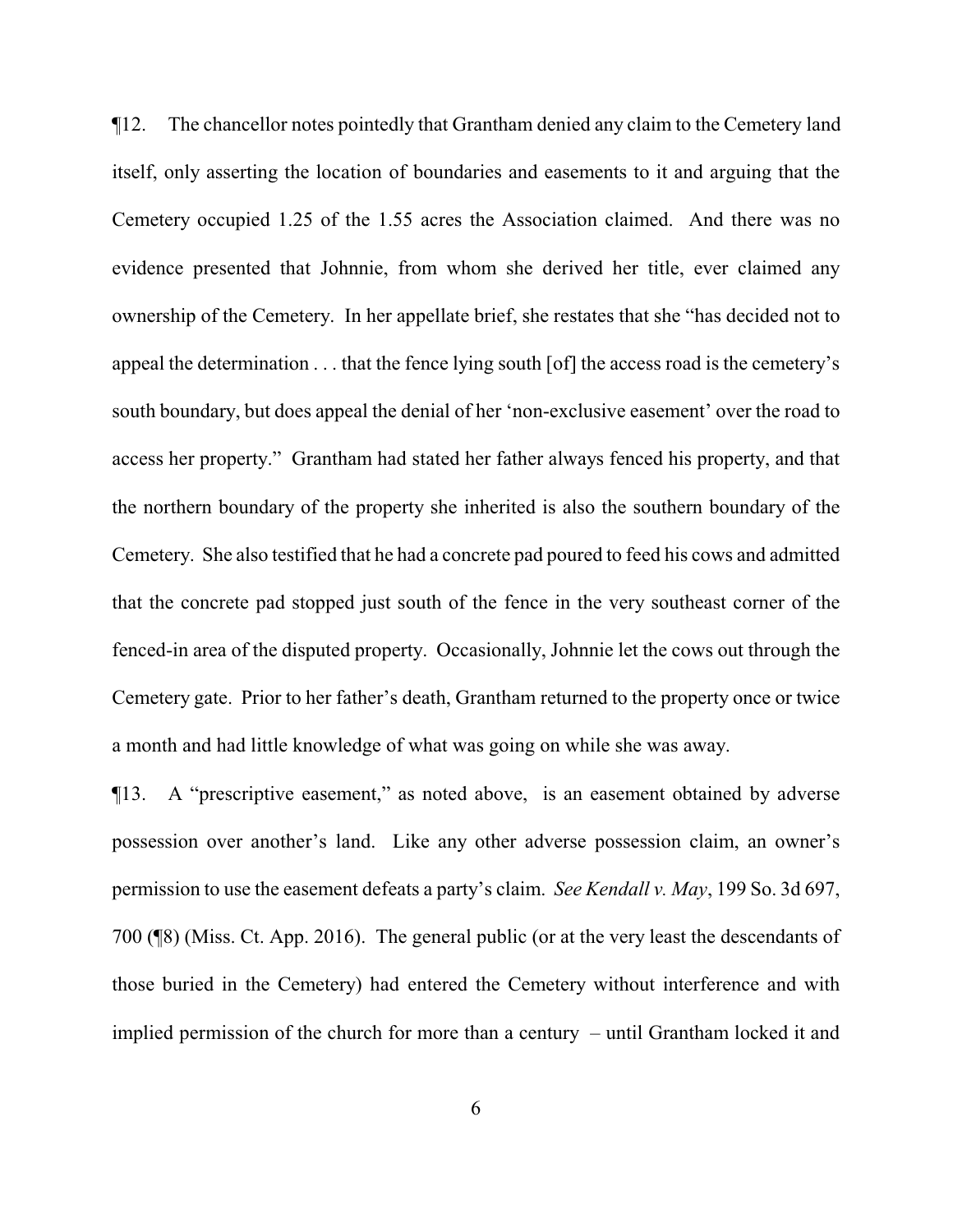¶12. The chancellor notes pointedly that Grantham denied any claim to the Cemetery land itself, only asserting the location of boundaries and easements to it and arguing that the Cemetery occupied 1.25 of the 1.55 acres the Association claimed. And there was no evidence presented that Johnnie, from whom she derived her title, ever claimed any ownership of the Cemetery. In her appellate brief, she restates that she "has decided not to appeal the determination . . . that the fence lying south [of] the access road is the cemetery's south boundary, but does appeal the denial of her 'non-exclusive easement' over the road to access her property." Grantham had stated her father always fenced his property, and that the northern boundary of the property she inherited is also the southern boundary of the Cemetery. She also testified that he had a concrete pad poured to feed his cows and admitted that the concrete pad stopped just south of the fence in the very southeast corner of the fenced-in area of the disputed property. Occasionally, Johnnie let the cows out through the Cemetery gate. Prior to her father's death, Grantham returned to the property once or twice a month and had little knowledge of what was going on while she was away.

¶13. A "prescriptive easement," as noted above, is an easement obtained by adverse possession over another's land. Like any other adverse possession claim, an owner's permission to use the easement defeats a party's claim. *See Kendall v. May*, 199 So. 3d 697, 700 (¶8) (Miss. Ct. App. 2016). The general public (or at the very least the descendants of those buried in the Cemetery) had entered the Cemetery without interference and with implied permission of the church for more than a century – until Grantham locked it and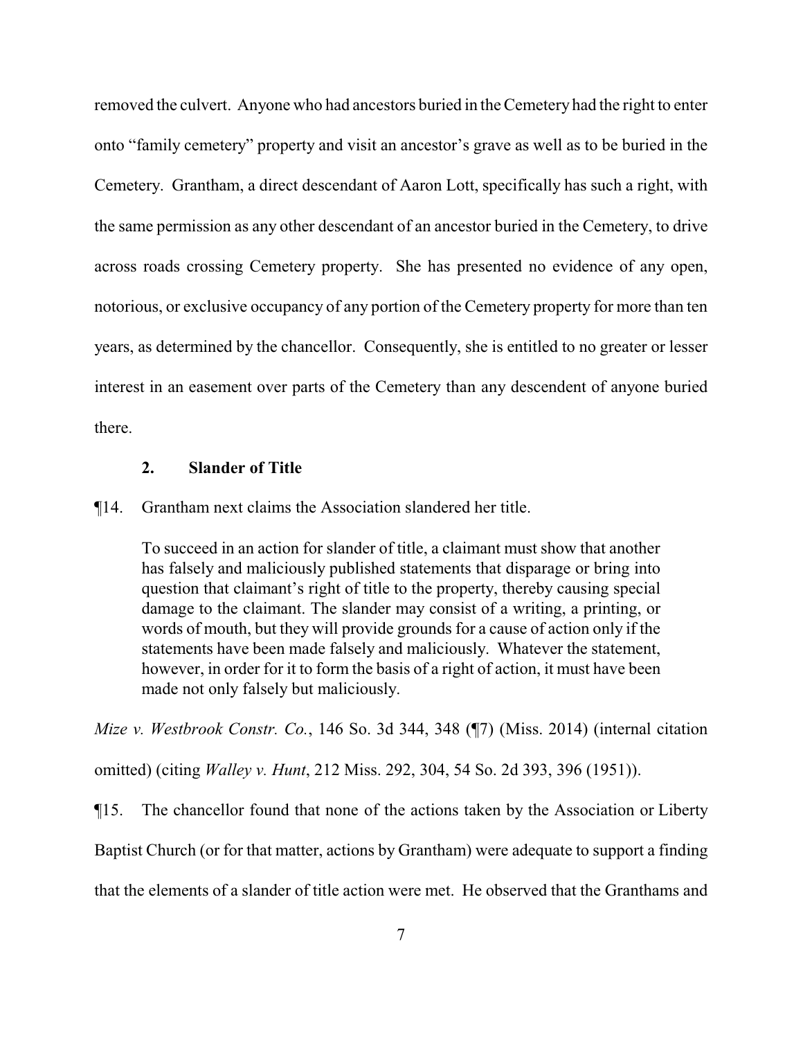removed the culvert. Anyone who had ancestors buried in the Cemetery had the right to enter onto "family cemetery" property and visit an ancestor's grave as well as to be buried in the Cemetery. Grantham, a direct descendant of Aaron Lott, specifically has such a right, with the same permission as any other descendant of an ancestor buried in the Cemetery, to drive across roads crossing Cemetery property. She has presented no evidence of any open, notorious, or exclusive occupancy of any portion of the Cemetery property for more than ten years, as determined by the chancellor. Consequently, she is entitled to no greater or lesser interest in an easement over parts of the Cemetery than any descendent of anyone buried there.

### 2. Slander of Title

¶14. Grantham next claims the Association slandered her title.

> To succeed in an action for slander of title, a claimant must show that another has falsely and maliciously published statements that disparage or bring into question that claimant's right of title to the property, thereby causing special damage to the claimant. The slander may consist of a writing, a printing, or words of mouth, but they will provide grounds for a cause of action only if the statements have been made falsely and maliciously. Whatever the statement, however, in order for it to form the basis of a right of action, it must have been made not only falsely but maliciously.

*Mize v. Westbrook Constr. Co.*, 146 So. 3d 344, 348 (¶7) (Miss. 2014) (internal citation omitted) (citing *Walley v. Hunt*, 212 Miss. 292, 304, 54 So. 2d 393, 396 (1951)).

¶15. The chancellor found that none of the actions taken by the Association or Liberty Baptist Church (or for that matter, actions by Grantham) were adequate to support a finding that the elements of a slander of title action were met. He observed that the Granthams and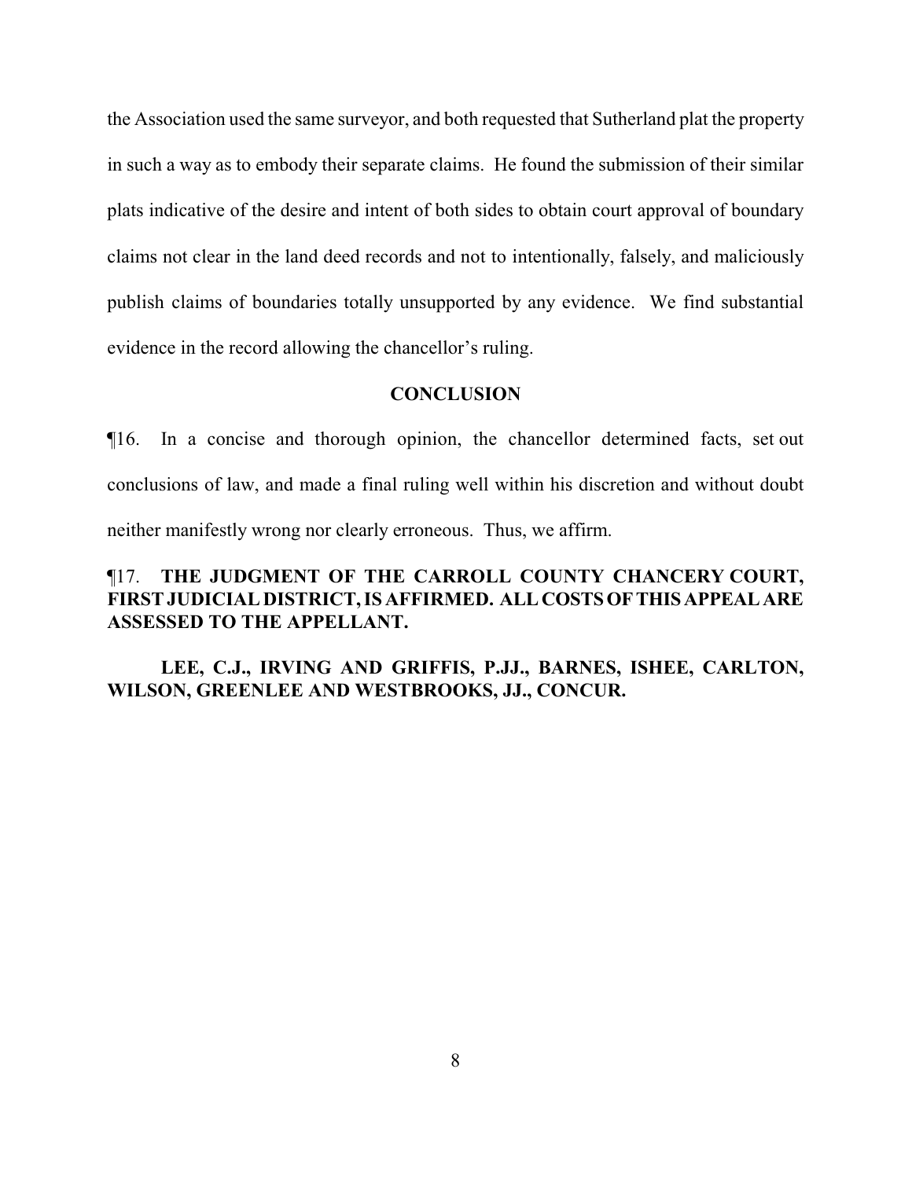the Association used the same surveyor, and both requested that Sutherland plat the property in such a way as to embody their separate claims. He found the submission of their similar plats indicative of the desire and intent of both sides to obtain court approval of boundary claims not clear in the land deed records and not to intentionally, falsely, and maliciously publish claims of boundaries totally unsupported by any evidence. We find substantial evidence in the record allowing the chancellor's ruling.

## CONCLUSION

¶16. In a concise and thorough opinion, the chancellor determined facts, set out conclusions of law, and made a final ruling well within his discretion and without doubt neither manifestly wrong nor clearly erroneous. Thus, we affirm.

¶17. **THE JUDGMENT OF THE CARROLL COUNTY CHANCERY COURT, FIRST JUDICIAL DISTRICT, IS AFFIRMED. ALL COSTS OF THIS APPEAL ARE ASSESSED TO THE APPELLANT.**

**LEE, C.J., IRVING AND GRIFFIS, P.JJ., BARNES, ISHEE, CARLTON, WILSON, GREENLEE AND WESTBROOKS, JJ., CONCUR.**